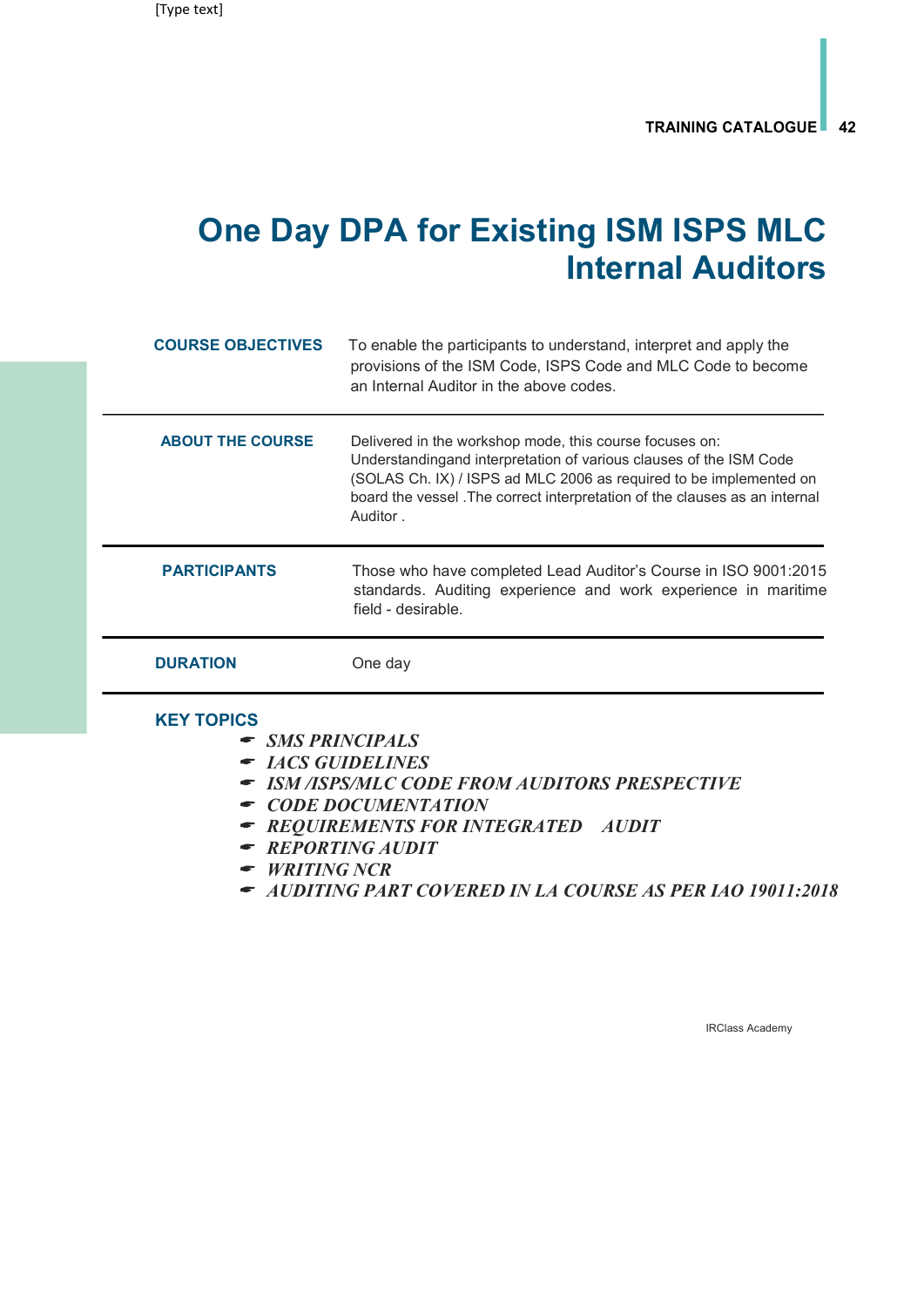# One Day DPA for Existing ISM ISPS MLC Internal Auditors

| | |
|---|---|
| **COURSE OBJECTIVES** | To enable the participants to understand, interpret and apply the provisions of the ISM Code, ISPS Code and MLC Code to become an Internal Auditor in the above codes. |
| **ABOUT THE COURSE** | Delivered in the workshop mode, this course focuses on: Understandingand interpretation of various clauses of the ISM Code (SOLAS Ch. IX) / ISPS ad MLC 2006 as required to be implemented on board the vessel .The correct interpretation of the clauses as an internal Auditor . |
| **PARTICIPANTS** | Those who have completed Lead Auditor's Course in ISO 9001:2015 standards. Auditing experience and work experience in maritime field - desirable. |
| **DURATION** | One day |

**KEY TOPICS**

- *SMS PRINCIPALS*
- *IACS GUIDELINES*
- *ISM /ISPS/MLC CODE FROM AUDITORS PRESPECTIVE*
- *CODE DOCUMENTATION*
- *REQUIREMENTS FOR INTEGRATED AUDIT*
- *REPORTING AUDIT*
- *WRITING NCR*
- *AUDITING PART COVERED IN LA COURSE AS PER IAO 19011:2018*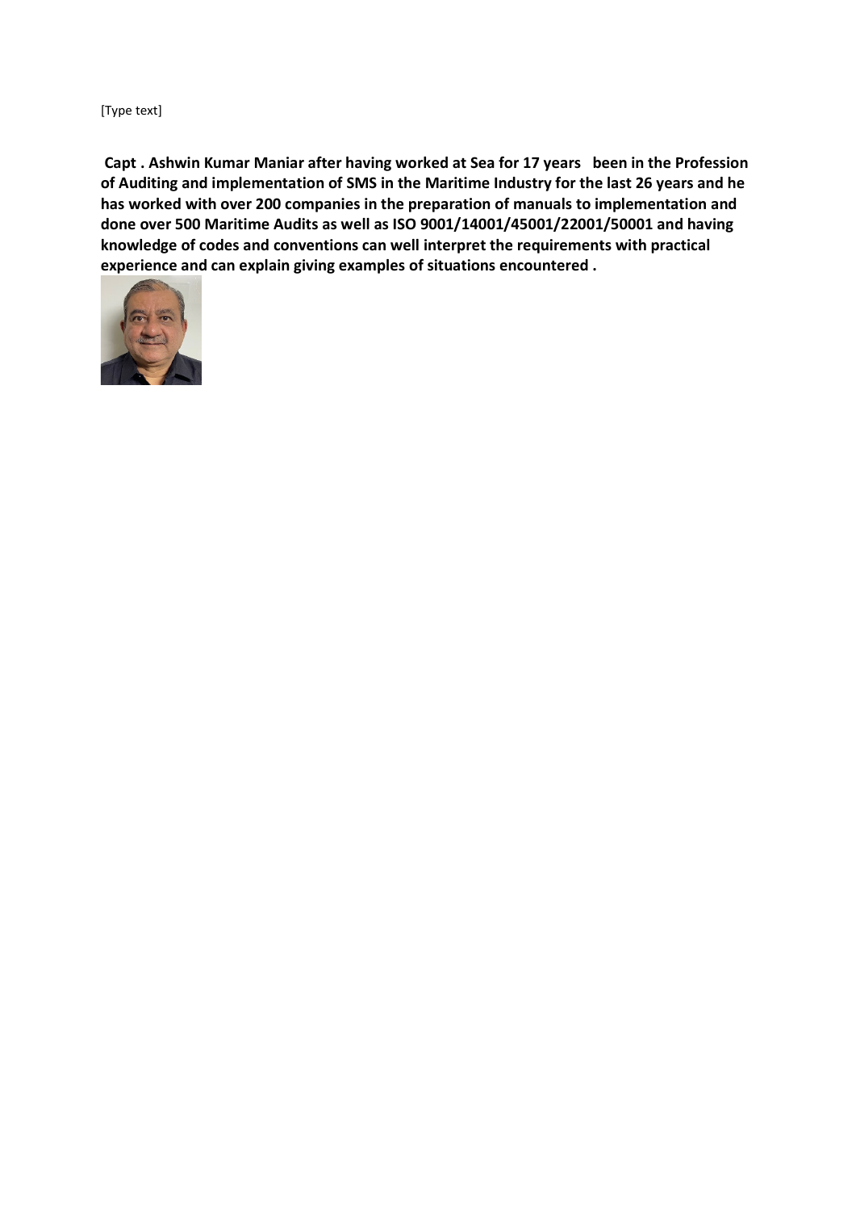[Type text]

**Capt . Ashwin Kumar Maniar after having worked at Sea for 17 years been in the Profession of Auditing and implementation of SMS in the Maritime Industry for the last 26 years and he has worked with over 200 companies in the preparation of manuals to implementation and done over 500 Maritime Audits as well as ISO 9001/14001/45001/22001/50001 and having knowledge of codes and conventions can well interpret the requirements with practical experience and can explain giving examples of situations encountered .**